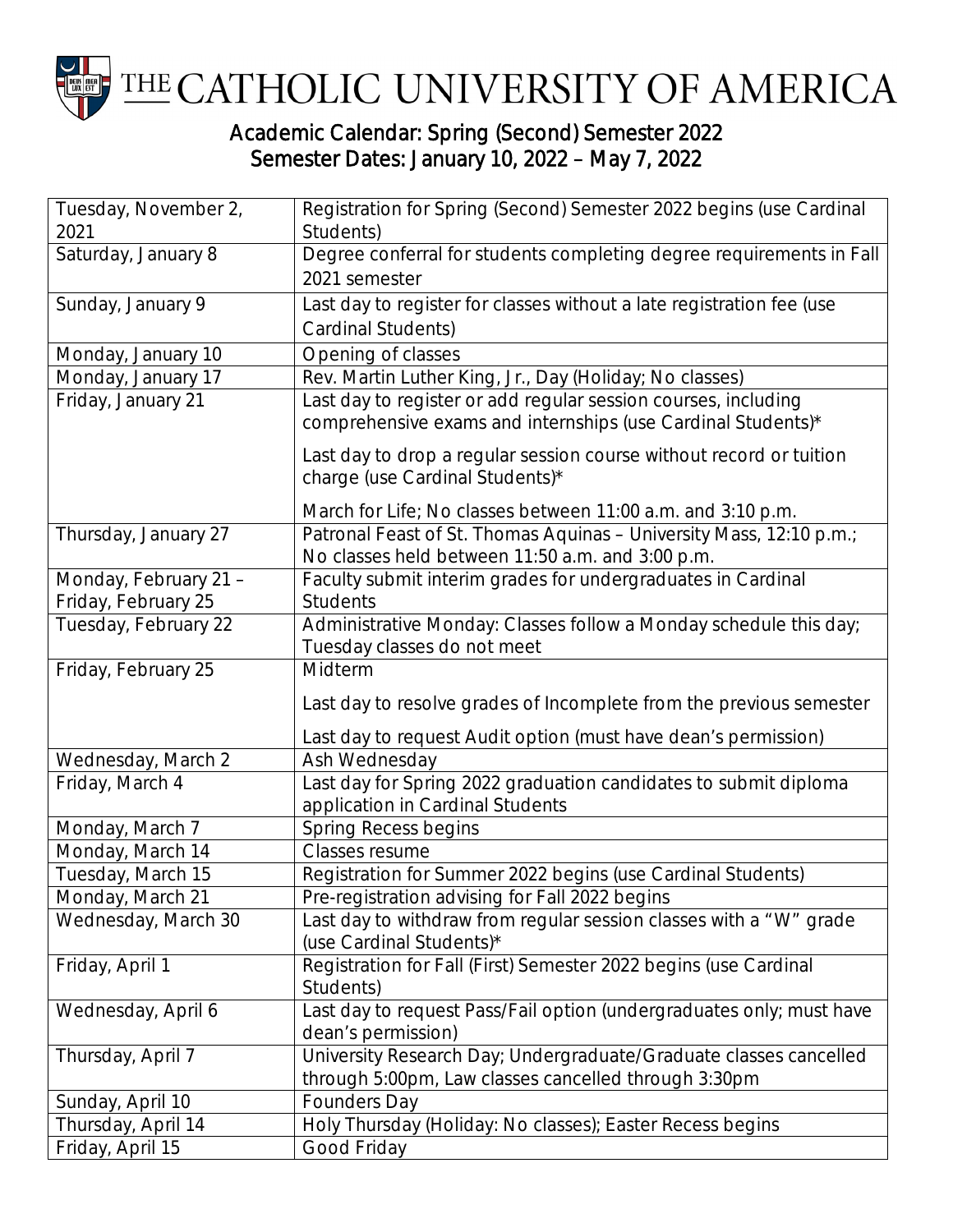# THE CATHOLIC UNIVERSITY OF AMERICA

## Academic Calendar: Spring (Second) Semester 2022
## Semester Dates: January 10, 2022 – May 7, 2022

| Date | Event |
|---|---|
| Tuesday, November 2, 2021 | Registration for Spring (Second) Semester 2022 begins (use Cardinal Students) |
| Saturday, January 8 | Degree conferral for students completing degree requirements in Fall 2021 semester |
| Sunday, January 9 | Last day to register for classes without a late registration fee (use Cardinal Students) |
| Monday, January 10 | Opening of classes |
| Monday, January 17 | Rev. Martin Luther King, Jr., Day (Holiday; No classes) |
| Friday, January 21 | Last day to register or add regular session courses, including comprehensive exams and internships (use Cardinal Students)*<br><br>Last day to drop a regular session course without record or tuition charge (use Cardinal Students)*<br><br>March for Life; No classes between 11:00 a.m. and 3:10 p.m. |
| Thursday, January 27 | Patronal Feast of St. Thomas Aquinas – University Mass, 12:10 p.m.; No classes held between 11:50 a.m. and 3:00 p.m. |
| Monday, February 21 – Friday, February 25 | Faculty submit interim grades for undergraduates in Cardinal Students |
| Tuesday, February 22 | Administrative Monday: Classes follow a Monday schedule this day; Tuesday classes do not meet |
| Friday, February 25 | Midterm<br><br>Last day to resolve grades of Incomplete from the previous semester<br><br>Last day to request Audit option (must have dean's permission) |
| Wednesday, March 2 | Ash Wednesday |
| Friday, March 4 | Last day for Spring 2022 graduation candidates to submit diploma application in Cardinal Students |
| Monday, March 7 | Spring Recess begins |
| Monday, March 14 | Classes resume |
| Tuesday, March 15 | Registration for Summer 2022 begins (use Cardinal Students) |
| Monday, March 21 | Pre-registration advising for Fall 2022 begins |
| Wednesday, March 30 | Last day to withdraw from regular session classes with a "W" grade (use Cardinal Students)* |
| Friday, April 1 | Registration for Fall (First) Semester 2022 begins (use Cardinal Students) |
| Wednesday, April 6 | Last day to request Pass/Fail option (undergraduates only; must have dean's permission) |
| Thursday, April 7 | University Research Day; Undergraduate/Graduate classes cancelled through 5:00pm, Law classes cancelled through 3:30pm |
| Sunday, April 10 | Founders Day |
| Thursday, April 14 | Holy Thursday (Holiday: No classes); Easter Recess begins |
| Friday, April 15 | Good Friday |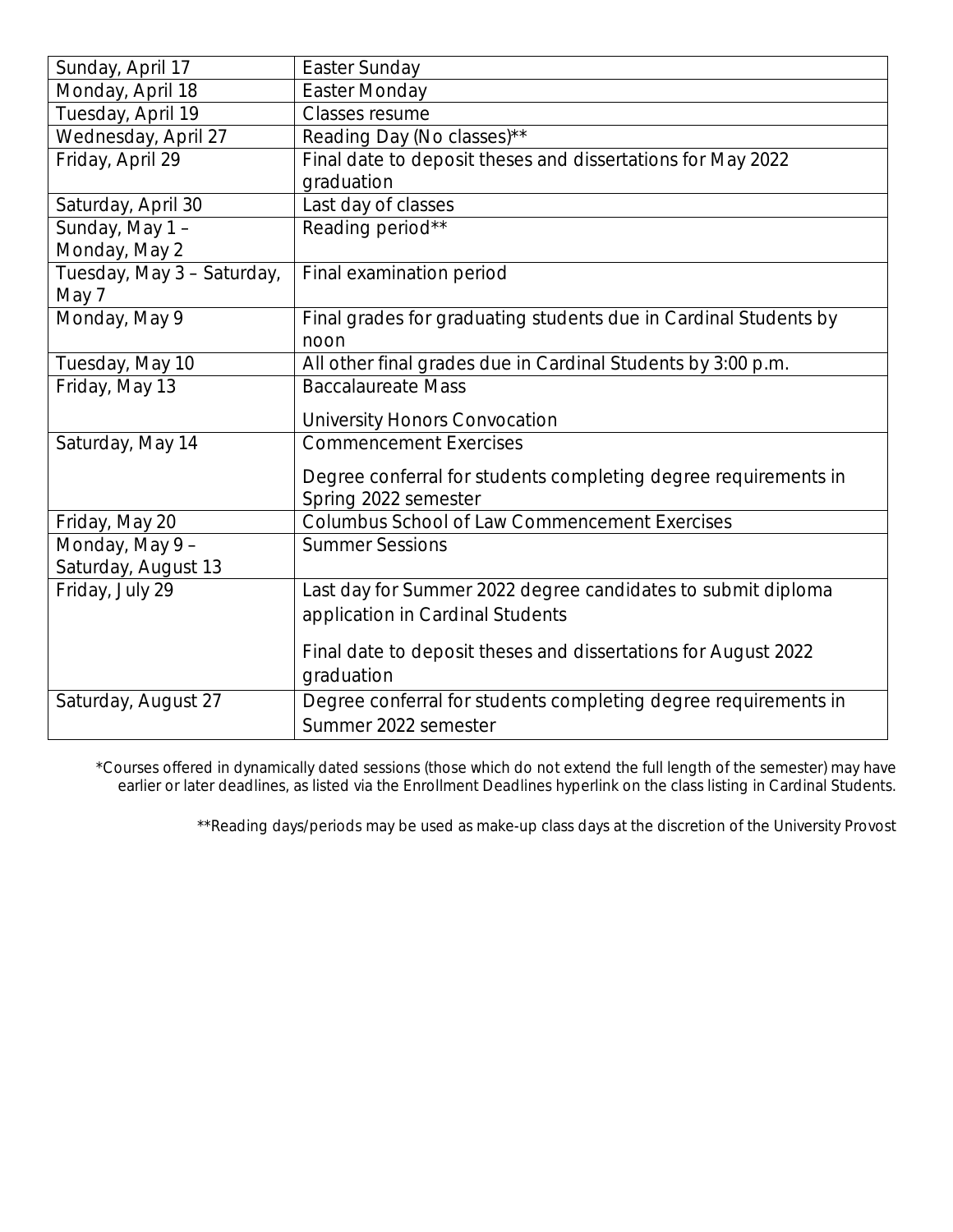| | |
|---|---|
| Sunday, April 17 | Easter Sunday |
| Monday, April 18 | Easter Monday |
| Tuesday, April 19 | Classes resume |
| Wednesday, April 27 | Reading Day (No classes)** |
| Friday, April 29 | Final date to deposit theses and dissertations for May 2022 graduation |
| Saturday, April 30 | Last day of classes |
| Sunday, May 1 – Monday, May 2 | Reading period** |
| Tuesday, May 3 – Saturday, May 7 | Final examination period |
| Monday, May 9 | Final grades for graduating students due in Cardinal Students by noon |
| Tuesday, May 10 | All other final grades due in Cardinal Students by 3:00 p.m. |
| Friday, May 13 | Baccalaureate Mass<br><br>University Honors Convocation |
| Saturday, May 14 | Commencement Exercises<br><br>Degree conferral for students completing degree requirements in Spring 2022 semester |
| Friday, May 20 | Columbus School of Law Commencement Exercises |
| Monday, May 9 – Saturday, August 13 | Summer Sessions |
| Friday, July 29 | Last day for Summer 2022 degree candidates to submit diploma application in Cardinal Students<br><br>Final date to deposit theses and dissertations for August 2022 graduation |
| Saturday, August 27 | Degree conferral for students completing degree requirements in Summer 2022 semester |

*Courses offered in dynamically dated sessions (those which do not extend the full length of the semester) may have earlier or later deadlines, as listed via the Enrollment Deadlines hyperlink on the class listing in Cardinal Students.

**Reading days/periods may be used as make-up class days at the discretion of the University Provost